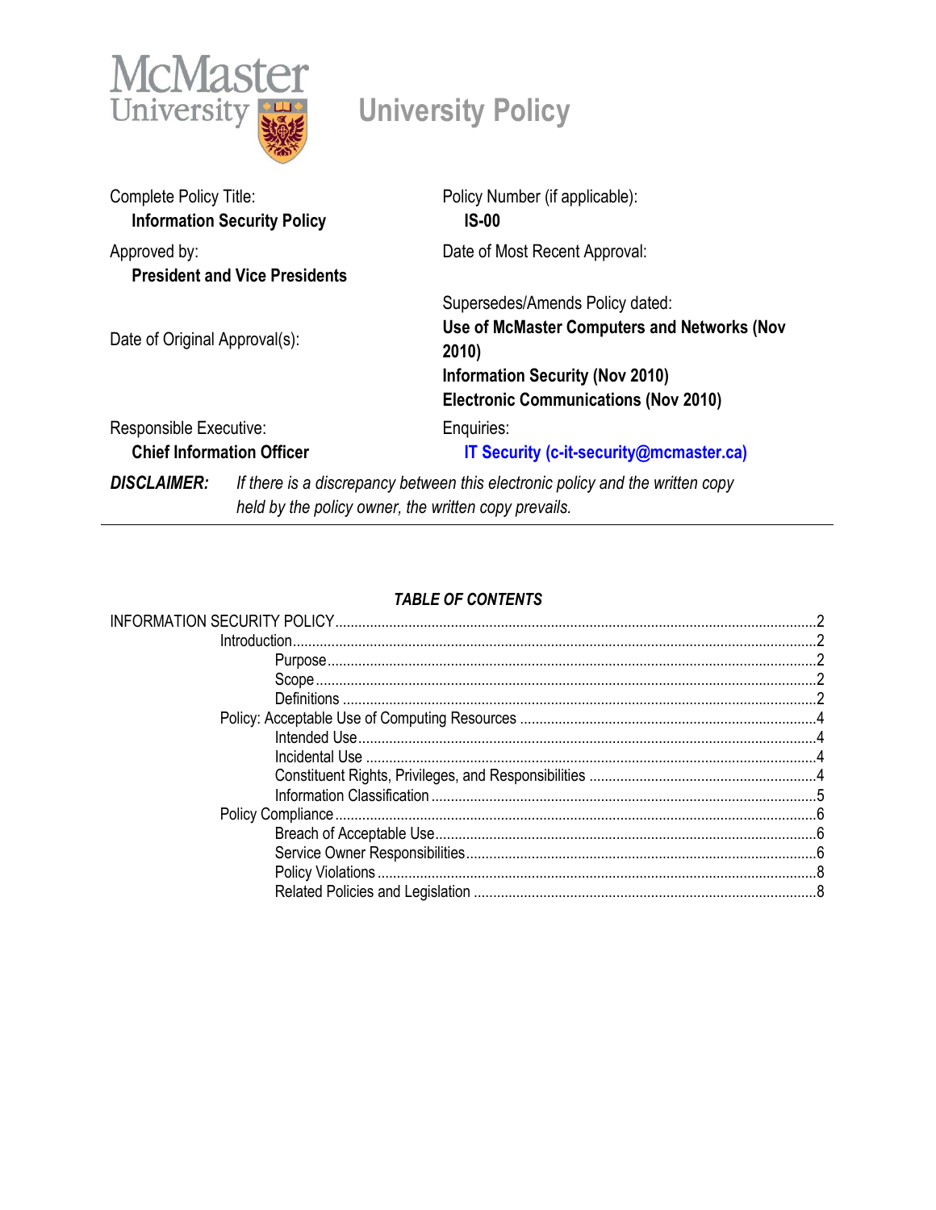McMaster University

# University Policy

| | |
|---|---|
| Complete Policy Title:<br>**Information Security Policy** | Policy Number (if applicable):<br>**IS-00** |
| Approved by:<br>**President and Vice Presidents** | Date of Most Recent Approval: |
| Date of Original Approval(s): | Supersedes/Amends Policy dated:<br>**Use of McMaster Computers and Networks (Nov 2010)**<br>**Information Security (Nov 2010)**<br>**Electronic Communications (Nov 2010)** |
| Responsible Executive:<br>**Chief Information Officer** | Enquiries:<br>**IT Security (c-it-security@mcmaster.ca)** |

***DISCLAIMER:*** *If there is a discrepancy between this electronic policy and the written copy held by the policy owner, the written copy prevails.*

---

***TABLE OF CONTENTS***

- INFORMATION SECURITY POLICY .......... 2
  - Introduction .......... 2
    - Purpose .......... 2
    - Scope .......... 2
    - Definitions .......... 2
  - Policy: Acceptable Use of Computing Resources .......... 4
    - Intended Use .......... 4
    - Incidental Use .......... 4
    - Constituent Rights, Privileges, and Responsibilities .......... 4
    - Information Classification .......... 5
  - Policy Compliance .......... 6
    - Breach of Acceptable Use .......... 6
    - Service Owner Responsibilities .......... 6
    - Policy Violations .......... 8
    - Related Policies and Legislation .......... 8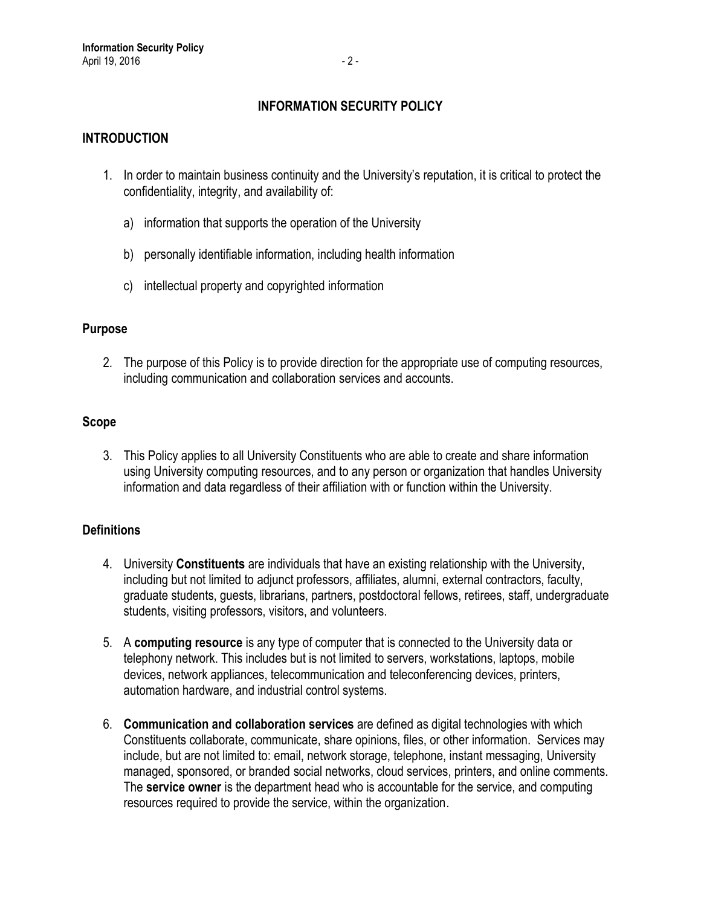# INFORMATION SECURITY POLICY

## INTRODUCTION

1. In order to maintain business continuity and the University's reputation, it is critical to protect the confidentiality, integrity, and availability of:

   a) information that supports the operation of the University

   b) personally identifiable information, including health information

   c) intellectual property and copyrighted information

### Purpose

2. The purpose of this Policy is to provide direction for the appropriate use of computing resources, including communication and collaboration services and accounts.

### Scope

3. This Policy applies to all University Constituents who are able to create and share information using University computing resources, and to any person or organization that handles University information and data regardless of their affiliation with or function within the University.

### Definitions

4. University **Constituents** are individuals that have an existing relationship with the University, including but not limited to adjunct professors, affiliates, alumni, external contractors, faculty, graduate students, guests, librarians, partners, postdoctoral fellows, retirees, staff, undergraduate students, visiting professors, visitors, and volunteers.

5. A **computing resource** is any type of computer that is connected to the University data or telephony network. This includes but is not limited to servers, workstations, laptops, mobile devices, network appliances, telecommunication and teleconferencing devices, printers, automation hardware, and industrial control systems.

6. **Communication and collaboration services** are defined as digital technologies with which Constituents collaborate, communicate, share opinions, files, or other information. Services may include, but are not limited to: email, network storage, telephone, instant messaging, University managed, sponsored, or branded social networks, cloud services, printers, and online comments. The **service owner** is the department head who is accountable for the service, and computing resources required to provide the service, within the organization.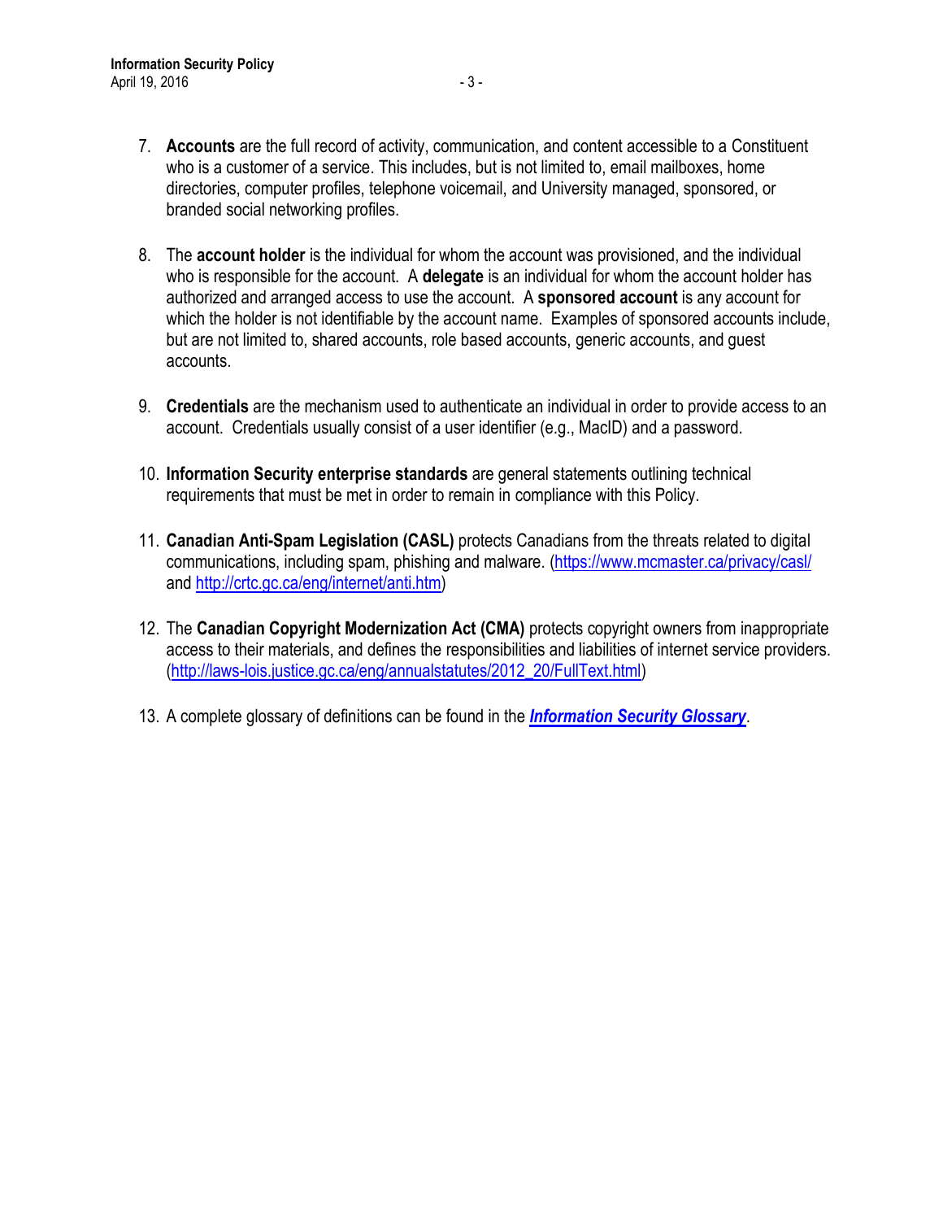7. **Accounts** are the full record of activity, communication, and content accessible to a Constituent who is a customer of a service. This includes, but is not limited to, email mailboxes, home directories, computer profiles, telephone voicemail, and University managed, sponsored, or branded social networking profiles.

8. The **account holder** is the individual for whom the account was provisioned, and the individual who is responsible for the account. A **delegate** is an individual for whom the account holder has authorized and arranged access to use the account. A **sponsored account** is any account for which the holder is not identifiable by the account name. Examples of sponsored accounts include, but are not limited to, shared accounts, role based accounts, generic accounts, and guest accounts.

9. **Credentials** are the mechanism used to authenticate an individual in order to provide access to an account. Credentials usually consist of a user identifier (e.g., MacID) and a password.

10. **Information Security enterprise standards** are general statements outlining technical requirements that must be met in order to remain in compliance with this Policy.

11. **Canadian Anti-Spam Legislation (CASL)** protects Canadians from the threats related to digital communications, including spam, phishing and malware. ([https://www.mcmaster.ca/privacy/casl/](https://www.mcmaster.ca/privacy/casl/) and [http://crtc.gc.ca/eng/internet/anti.htm](http://crtc.gc.ca/eng/internet/anti.htm))

12. The **Canadian Copyright Modernization Act (CMA)** protects copyright owners from inappropriate access to their materials, and defines the responsibilities and liabilities of internet service providers. ([http://laws-lois.justice.gc.ca/eng/annualstatutes/2012_20/FullText.html](http://laws-lois.justice.gc.ca/eng/annualstatutes/2012_20/FullText.html))

13. A complete glossary of definitions can be found in the ***Information Security Glossary***.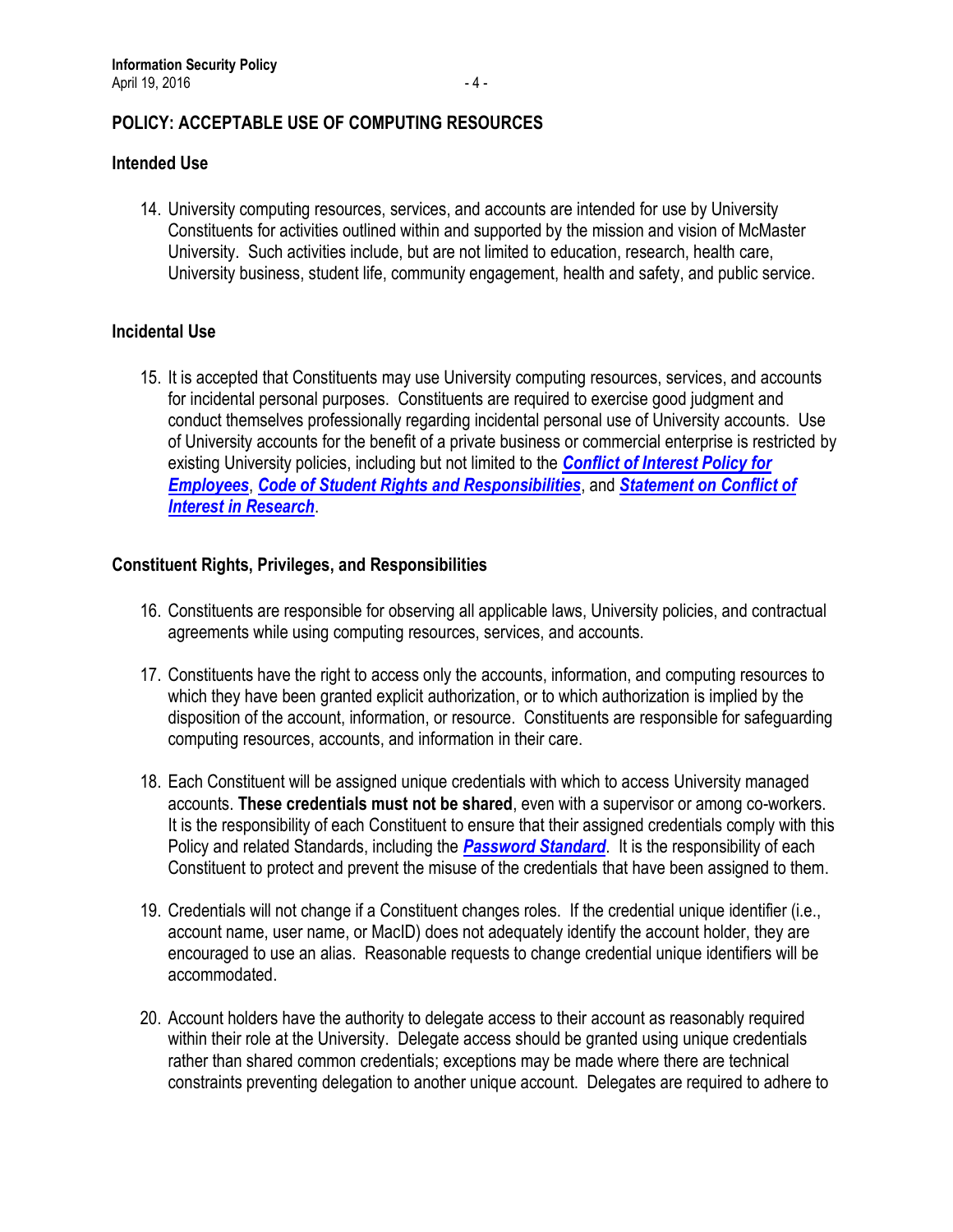## POLICY: ACCEPTABLE USE OF COMPUTING RESOURCES

### Intended Use

14. University computing resources, services, and accounts are intended for use by University Constituents for activities outlined within and supported by the mission and vision of McMaster University. Such activities include, but are not limited to education, research, health care, University business, student life, community engagement, health and safety, and public service.

### Incidental Use

15. It is accepted that Constituents may use University computing resources, services, and accounts for incidental personal purposes. Constituents are required to exercise good judgment and conduct themselves professionally regarding incidental personal use of University accounts. Use of University accounts for the benefit of a private business or commercial enterprise is restricted by existing University policies, including but not limited to the ***Conflict of Interest Policy for Employees***, ***Code of Student Rights and Responsibilities***, and ***Statement on Conflict of Interest in Research***.

### Constituent Rights, Privileges, and Responsibilities

16. Constituents are responsible for observing all applicable laws, University policies, and contractual agreements while using computing resources, services, and accounts.

17. Constituents have the right to access only the accounts, information, and computing resources to which they have been granted explicit authorization, or to which authorization is implied by the disposition of the account, information, or resource. Constituents are responsible for safeguarding computing resources, accounts, and information in their care.

18. Each Constituent will be assigned unique credentials with which to access University managed accounts. **These credentials must not be shared**, even with a supervisor or among co-workers. It is the responsibility of each Constituent to ensure that their assigned credentials comply with this Policy and related Standards, including the ***Password Standard***. It is the responsibility of each Constituent to protect and prevent the misuse of the credentials that have been assigned to them.

19. Credentials will not change if a Constituent changes roles. If the credential unique identifier (i.e., account name, user name, or MacID) does not adequately identify the account holder, they are encouraged to use an alias. Reasonable requests to change credential unique identifiers will be accommodated.

20. Account holders have the authority to delegate access to their account as reasonably required within their role at the University. Delegate access should be granted using unique credentials rather than shared common credentials; exceptions may be made where there are technical constraints preventing delegation to another unique account. Delegates are required to adhere to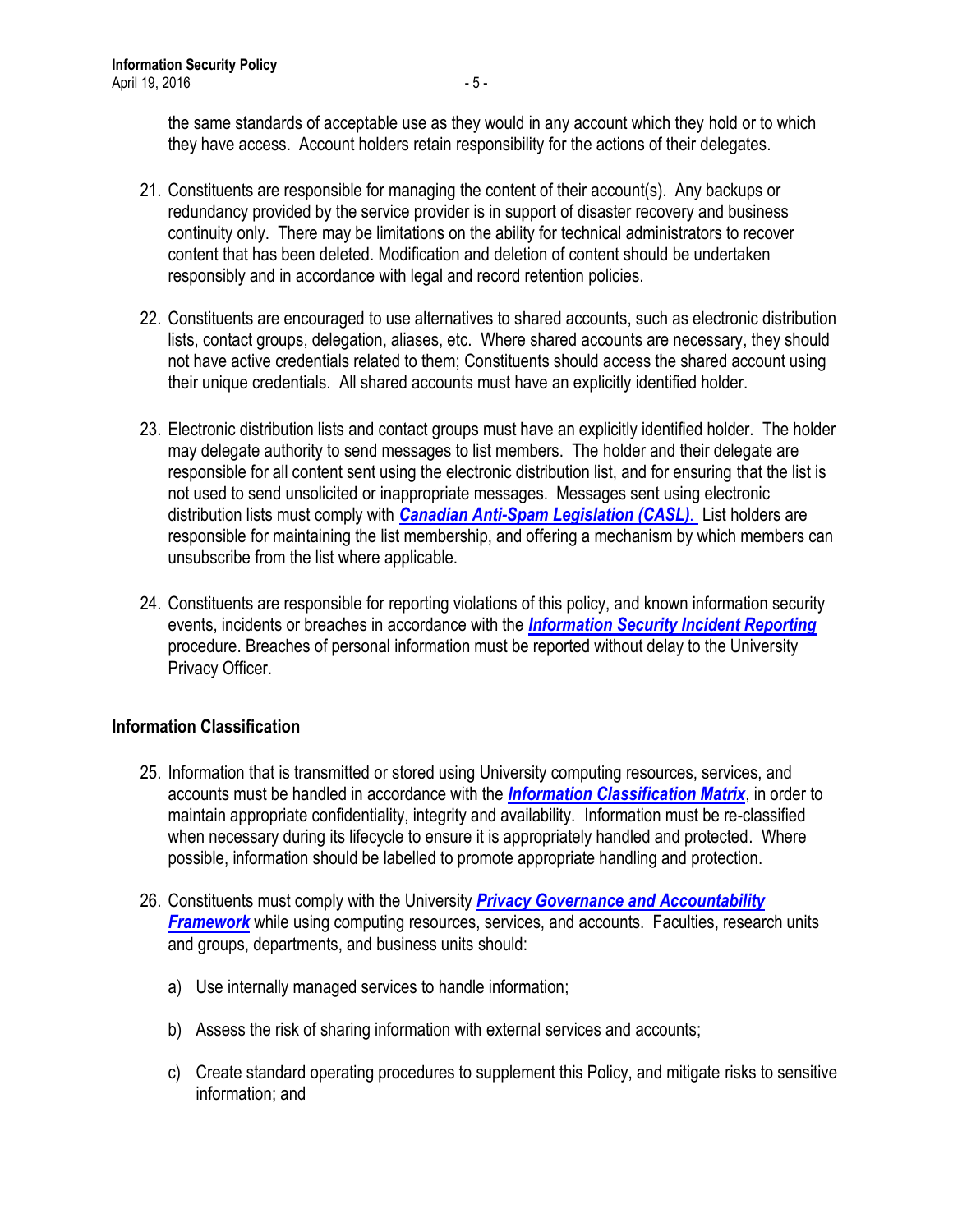the same standards of acceptable use as they would in any account which they hold or to which they have access. Account holders retain responsibility for the actions of their delegates.

21. Constituents are responsible for managing the content of their account(s). Any backups or redundancy provided by the service provider is in support of disaster recovery and business continuity only. There may be limitations on the ability for technical administrators to recover content that has been deleted. Modification and deletion of content should be undertaken responsibly and in accordance with legal and record retention policies.

22. Constituents are encouraged to use alternatives to shared accounts, such as electronic distribution lists, contact groups, delegation, aliases, etc. Where shared accounts are necessary, they should not have active credentials related to them; Constituents should access the shared account using their unique credentials. All shared accounts must have an explicitly identified holder.

23. Electronic distribution lists and contact groups must have an explicitly identified holder. The holder may delegate authority to send messages to list members. The holder and their delegate are responsible for all content sent using the electronic distribution list, and for ensuring that the list is not used to send unsolicited or inappropriate messages. Messages sent using electronic distribution lists must comply with ***Canadian Anti-Spam Legislation (CASL)***. List holders are responsible for maintaining the list membership, and offering a mechanism by which members can unsubscribe from the list where applicable.

24. Constituents are responsible for reporting violations of this policy, and known information security events, incidents or breaches in accordance with the ***Information Security Incident Reporting*** procedure. Breaches of personal information must be reported without delay to the University Privacy Officer.

## Information Classification

25. Information that is transmitted or stored using University computing resources, services, and accounts must be handled in accordance with the ***Information Classification Matrix***, in order to maintain appropriate confidentiality, integrity and availability. Information must be re-classified when necessary during its lifecycle to ensure it is appropriately handled and protected. Where possible, information should be labelled to promote appropriate handling and protection.

26. Constituents must comply with the University ***Privacy Governance and Accountability Framework*** while using computing resources, services, and accounts. Faculties, research units and groups, departments, and business units should:

    a) Use internally managed services to handle information;

    b) Assess the risk of sharing information with external services and accounts;

    c) Create standard operating procedures to supplement this Policy, and mitigate risks to sensitive information; and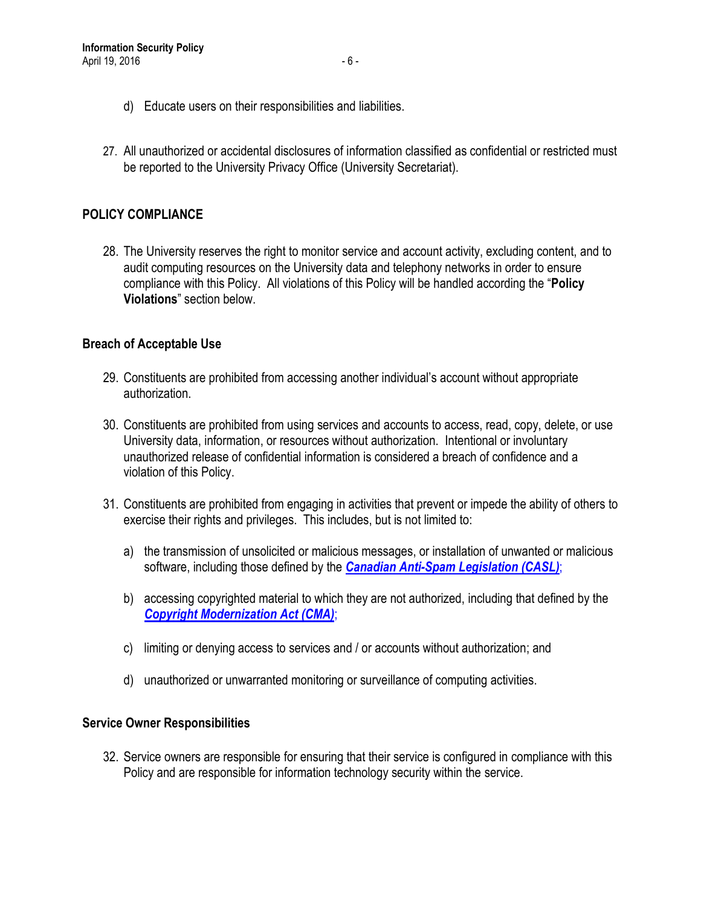d) Educate users on their responsibilities and liabilities.

27. All unauthorized or accidental disclosures of information classified as confidential or restricted must be reported to the University Privacy Office (University Secretariat).

## POLICY COMPLIANCE

28. The University reserves the right to monitor service and account activity, excluding content, and to audit computing resources on the University data and telephony networks in order to ensure compliance with this Policy. All violations of this Policy will be handled according the "**Policy Violations**" section below.

### Breach of Acceptable Use

29. Constituents are prohibited from accessing another individual's account without appropriate authorization.

30. Constituents are prohibited from using services and accounts to access, read, copy, delete, or use University data, information, or resources without authorization. Intentional or involuntary unauthorized release of confidential information is considered a breach of confidence and a violation of this Policy.

31. Constituents are prohibited from engaging in activities that prevent or impede the ability of others to exercise their rights and privileges. This includes, but is not limited to:

    a) the transmission of unsolicited or malicious messages, or installation of unwanted or malicious software, including those defined by the ***Canadian Anti-Spam Legislation (CASL)***;

    b) accessing copyrighted material to which they are not authorized, including that defined by the ***Copyright Modernization Act (CMA)***;

    c) limiting or denying access to services and / or accounts without authorization; and

    d) unauthorized or unwarranted monitoring or surveillance of computing activities.

### Service Owner Responsibilities

32. Service owners are responsible for ensuring that their service is configured in compliance with this Policy and are responsible for information technology security within the service.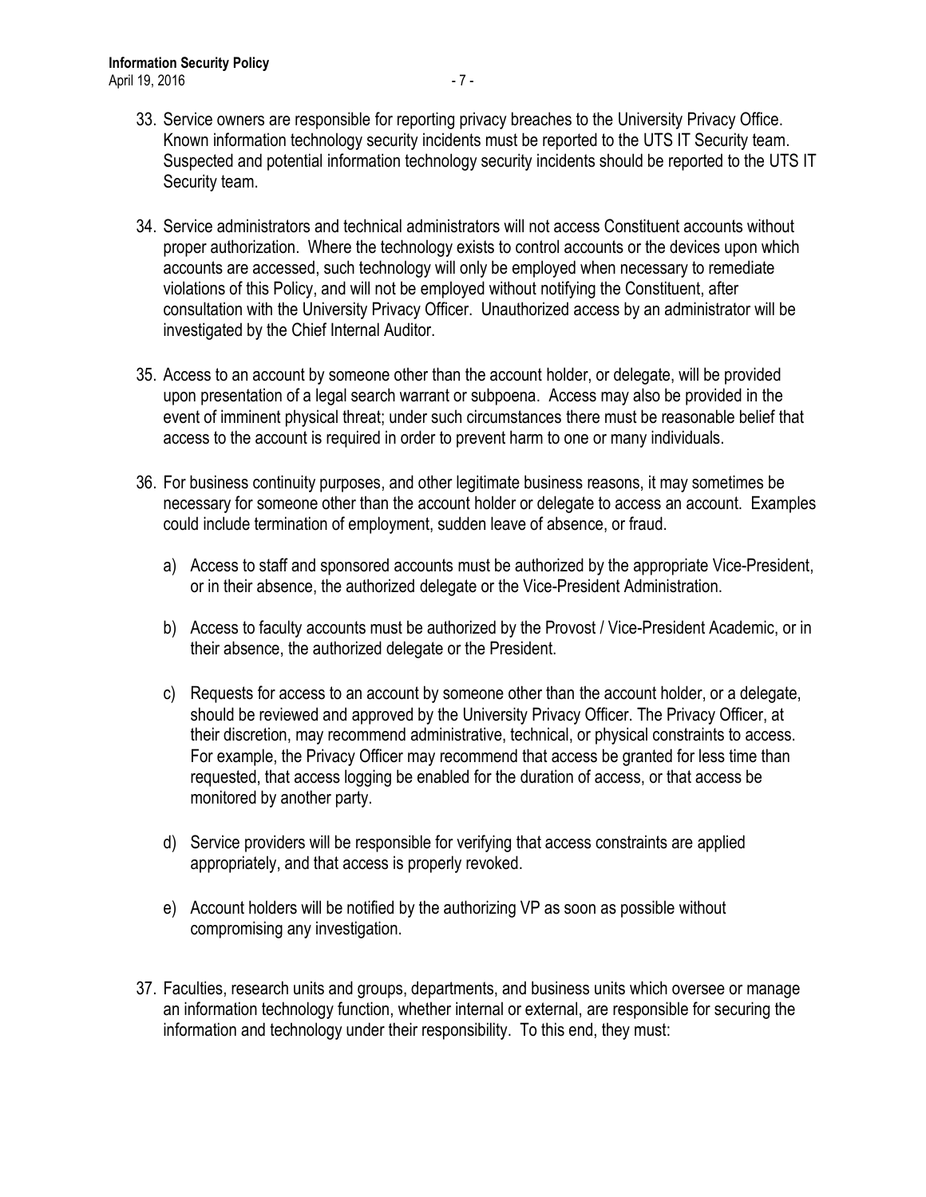33. Service owners are responsible for reporting privacy breaches to the University Privacy Office. Known information technology security incidents must be reported to the UTS IT Security team. Suspected and potential information technology security incidents should be reported to the UTS IT Security team.

34. Service administrators and technical administrators will not access Constituent accounts without proper authorization. Where the technology exists to control accounts or the devices upon which accounts are accessed, such technology will only be employed when necessary to remediate violations of this Policy, and will not be employed without notifying the Constituent, after consultation with the University Privacy Officer. Unauthorized access by an administrator will be investigated by the Chief Internal Auditor.

35. Access to an account by someone other than the account holder, or delegate, will be provided upon presentation of a legal search warrant or subpoena. Access may also be provided in the event of imminent physical threat; under such circumstances there must be reasonable belief that access to the account is required in order to prevent harm to one or many individuals.

36. For business continuity purposes, and other legitimate business reasons, it may sometimes be necessary for someone other than the account holder or delegate to access an account. Examples could include termination of employment, sudden leave of absence, or fraud.

    a) Access to staff and sponsored accounts must be authorized by the appropriate Vice-President, or in their absence, the authorized delegate or the Vice-President Administration.

    b) Access to faculty accounts must be authorized by the Provost / Vice-President Academic, or in their absence, the authorized delegate or the President.

    c) Requests for access to an account by someone other than the account holder, or a delegate, should be reviewed and approved by the University Privacy Officer. The Privacy Officer, at their discretion, may recommend administrative, technical, or physical constraints to access. For example, the Privacy Officer may recommend that access be granted for less time than requested, that access logging be enabled for the duration of access, or that access be monitored by another party.

    d) Service providers will be responsible for verifying that access constraints are applied appropriately, and that access is properly revoked.

    e) Account holders will be notified by the authorizing VP as soon as possible without compromising any investigation.

37. Faculties, research units and groups, departments, and business units which oversee or manage an information technology function, whether internal or external, are responsible for securing the information and technology under their responsibility. To this end, they must: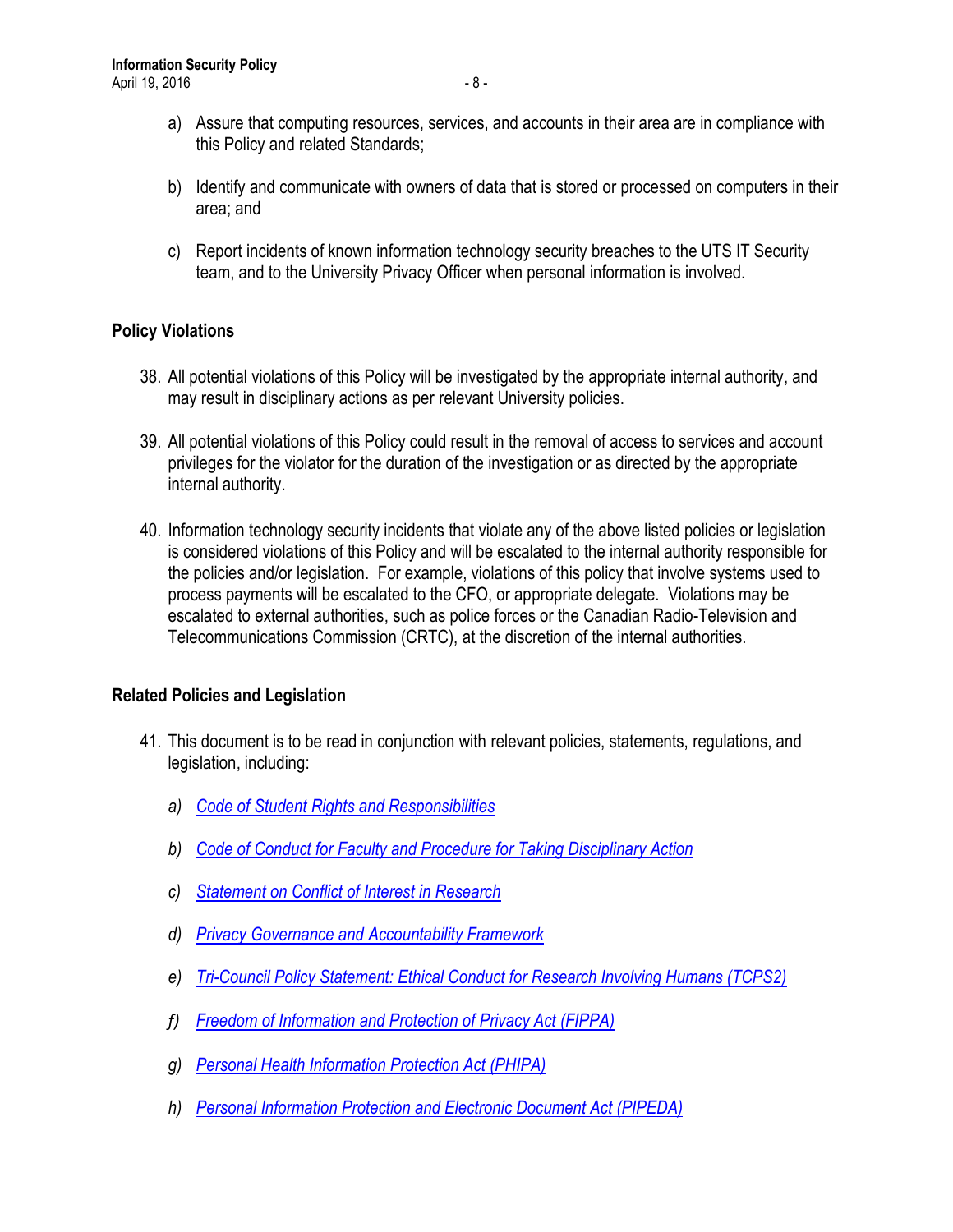a) Assure that computing resources, services, and accounts in their area are in compliance with this Policy and related Standards;

b) Identify and communicate with owners of data that is stored or processed on computers in their area; and

c) Report incidents of known information technology security breaches to the UTS IT Security team, and to the University Privacy Officer when personal information is involved.

## Policy Violations

38. All potential violations of this Policy will be investigated by the appropriate internal authority, and may result in disciplinary actions as per relevant University policies.

39. All potential violations of this Policy could result in the removal of access to services and account privileges for the violator for the duration of the investigation or as directed by the appropriate internal authority.

40. Information technology security incidents that violate any of the above listed policies or legislation is considered violations of this Policy and will be escalated to the internal authority responsible for the policies and/or legislation. For example, violations of this policy that involve systems used to process payments will be escalated to the CFO, or appropriate delegate. Violations may be escalated to external authorities, such as police forces or the Canadian Radio-Television and Telecommunications Commission (CRTC), at the discretion of the internal authorities.

## Related Policies and Legislation

41. This document is to be read in conjunction with relevant policies, statements, regulations, and legislation, including:

*a)* *Code of Student Rights and Responsibilities*

*b)* *Code of Conduct for Faculty and Procedure for Taking Disciplinary Action*

*c)* *Statement on Conflict of Interest in Research*

*d)* *Privacy Governance and Accountability Framework*

*e)* *Tri-Council Policy Statement: Ethical Conduct for Research Involving Humans (TCPS2)*

*f)* *Freedom of Information and Protection of Privacy Act (FIPPA)*

*g)* *Personal Health Information Protection Act (PHIPA)*

*h)* *Personal Information Protection and Electronic Document Act (PIPEDA)*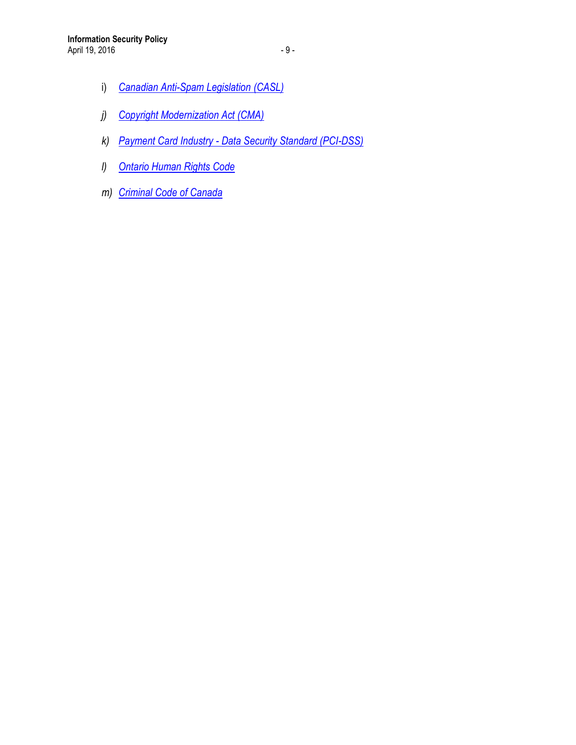i) *Canadian Anti-Spam Legislation (CASL)*

*j) Copyright Modernization Act (CMA)*

*k) Payment Card Industry - Data Security Standard (PCI-DSS)*

*l) Ontario Human Rights Code*

*m) Criminal Code of Canada*